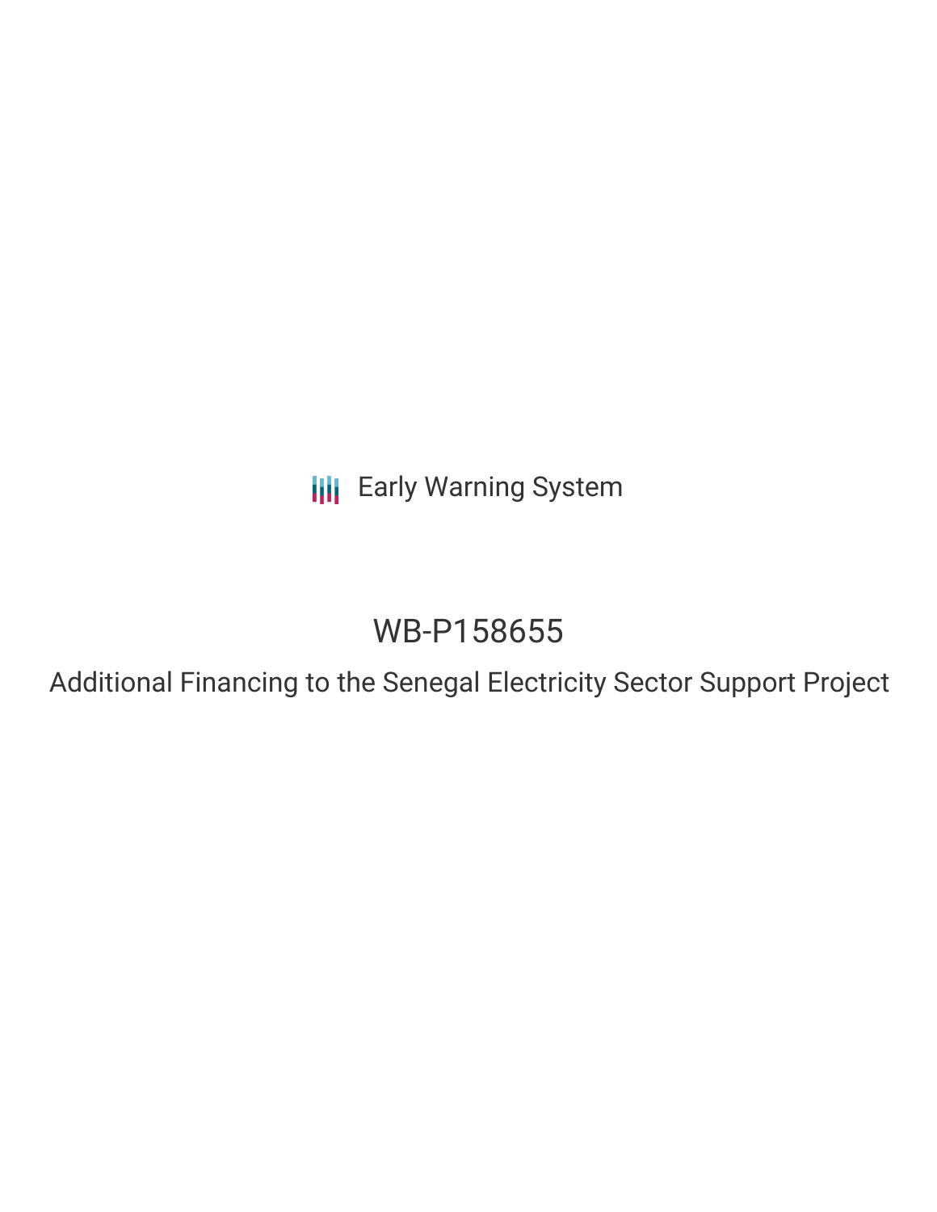Early Warning System

# WB-P158655

## Additional Financing to the Senegal Electricity Sector Support Project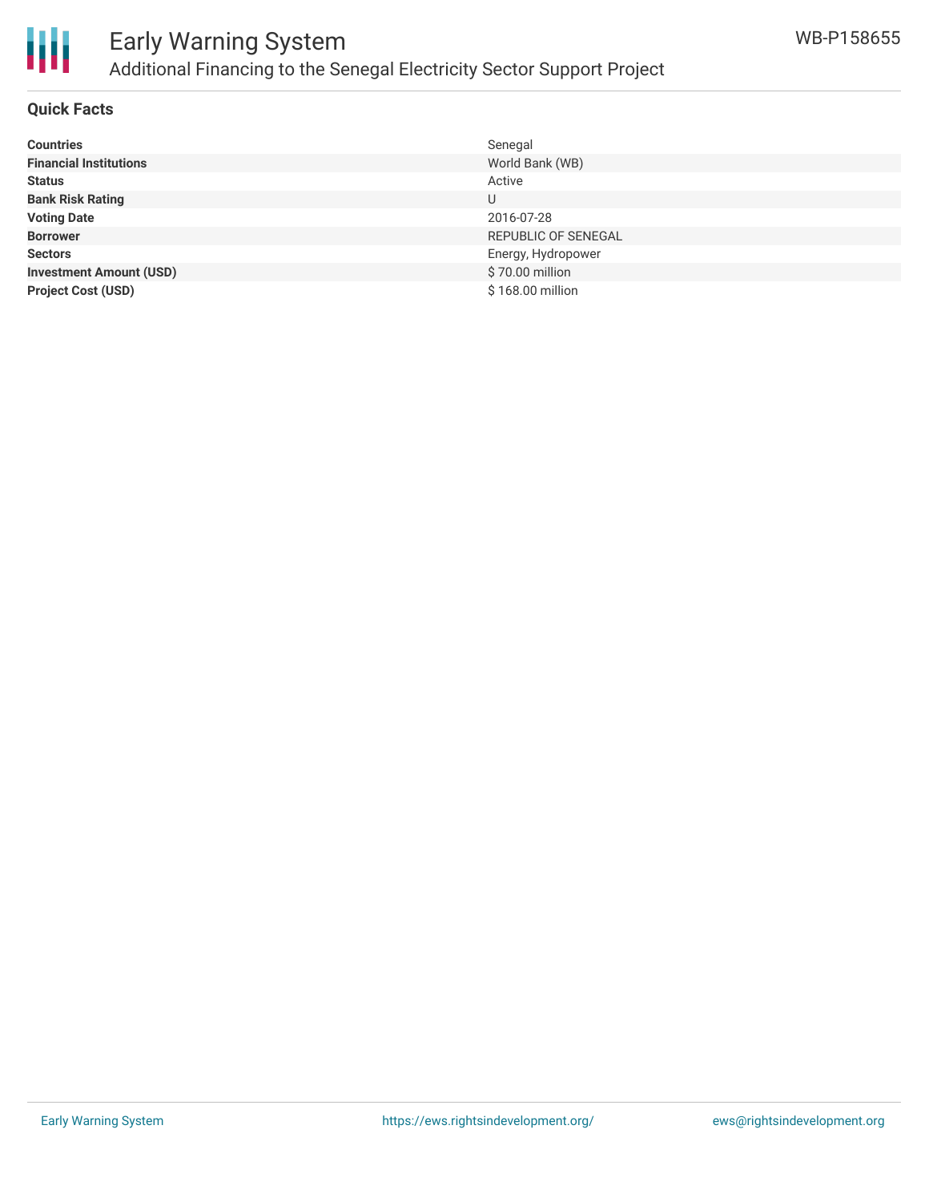# Early Warning System

## Additional Financing to the Senegal Electricity Sector Support Project

WB-P158655

### Quick Facts

| | |
|---|---|
| **Countries** | Senegal |
| **Financial Institutions** | World Bank (WB) |
| **Status** | Active |
| **Bank Risk Rating** | U |
| **Voting Date** | 2016-07-28 |
| **Borrower** | REPUBLIC OF SENEGAL |
| **Sectors** | Energy, Hydropower |
| **Investment Amount (USD)** | $ 70.00 million |
| **Project Cost (USD)** | $ 168.00 million |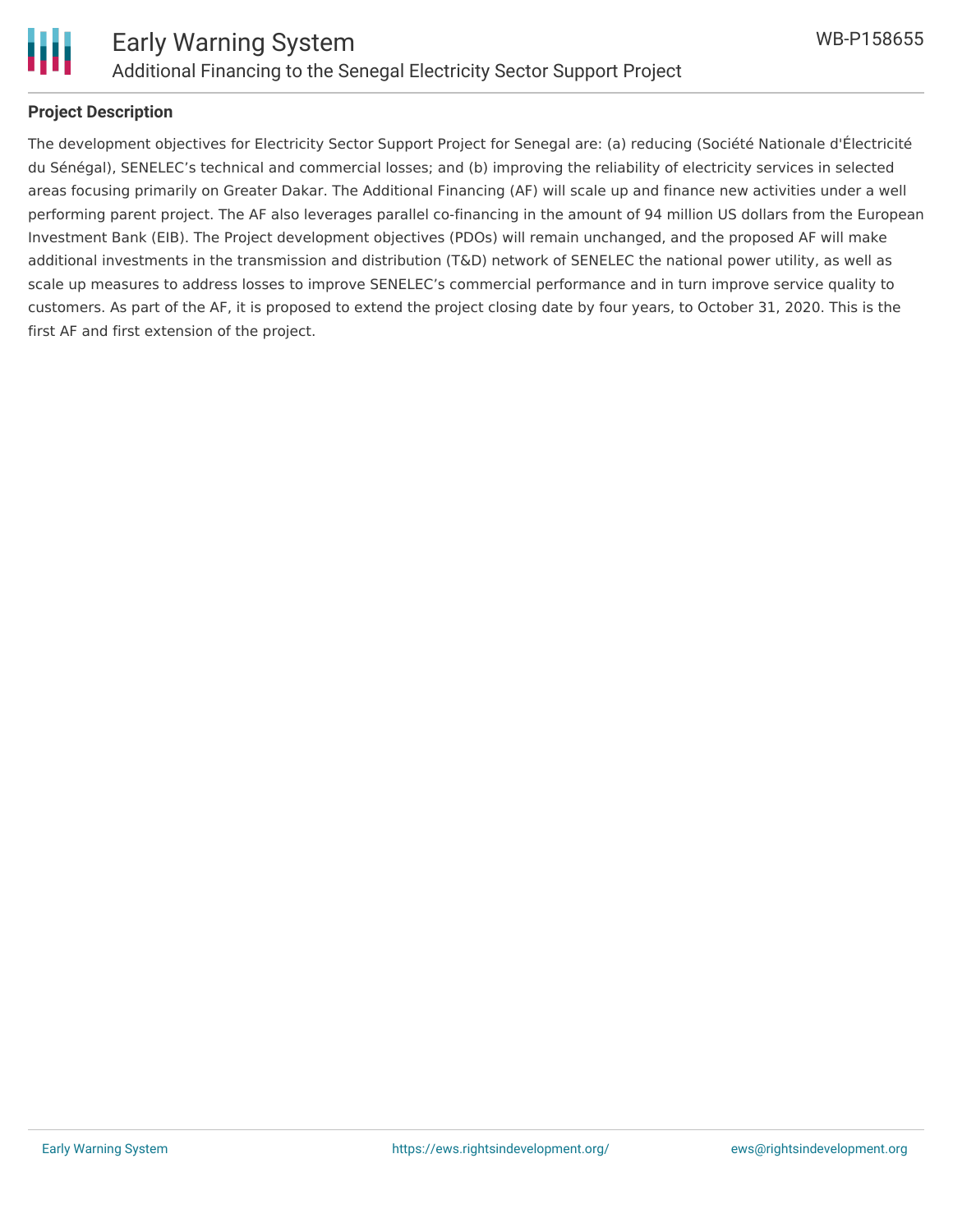## Project Description

The development objectives for Electricity Sector Support Project for Senegal are: (a) reducing (Société Nationale d'Électricité du Sénégal), SENELEC's technical and commercial losses; and (b) improving the reliability of electricity services in selected areas focusing primarily on Greater Dakar. The Additional Financing (AF) will scale up and finance new activities under a well performing parent project. The AF also leverages parallel co-financing in the amount of 94 million US dollars from the European Investment Bank (EIB). The Project development objectives (PDOs) will remain unchanged, and the proposed AF will make additional investments in the transmission and distribution (T&D) network of SENELEC the national power utility, as well as scale up measures to address losses to improve SENELEC's commercial performance and in turn improve service quality to customers. As part of the AF, it is proposed to extend the project closing date by four years, to October 31, 2020. This is the first AF and first extension of the project.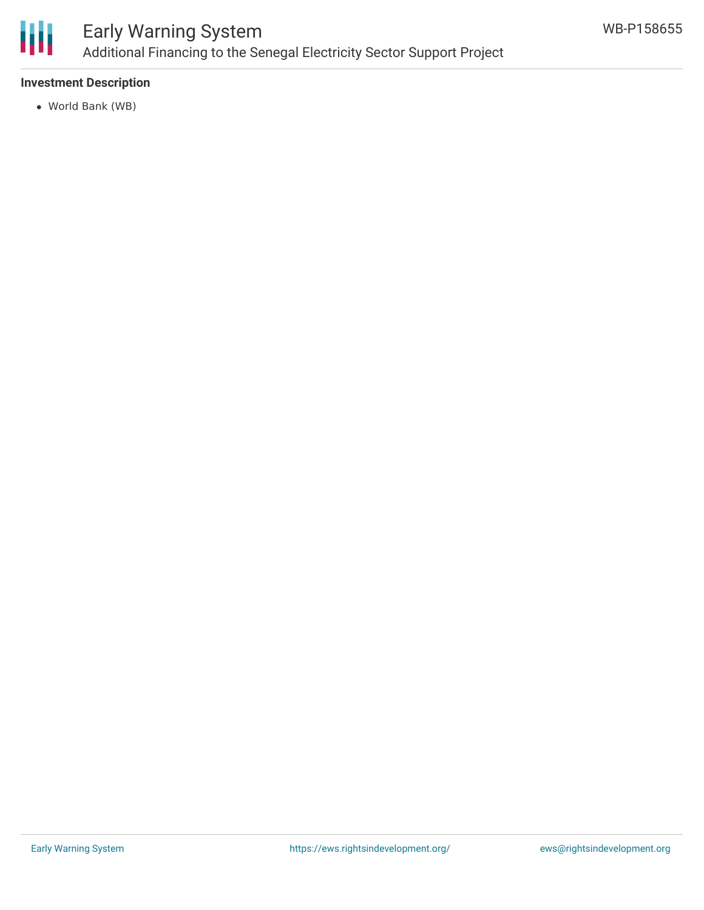### Investment Description

- World Bank (WB)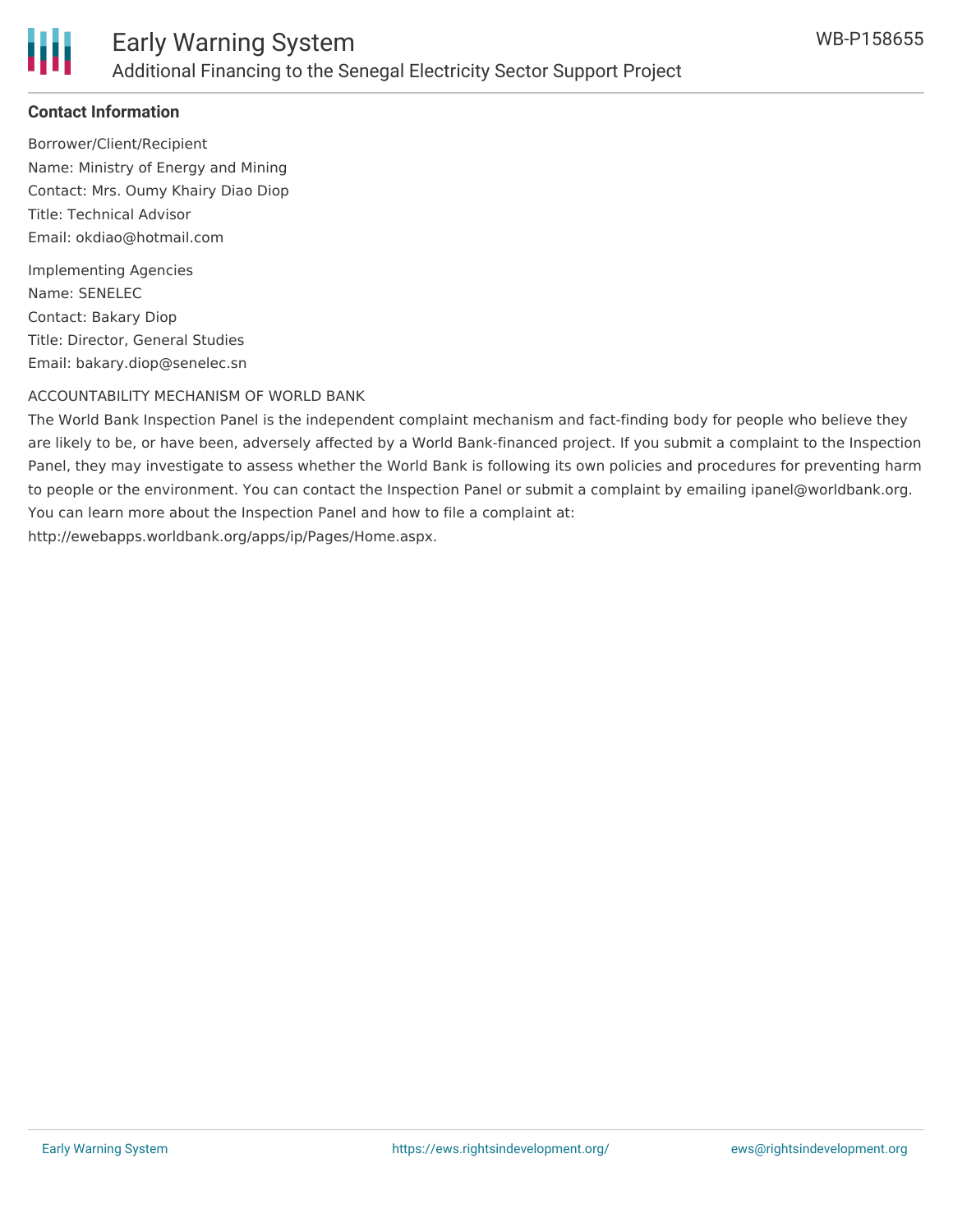## Contact Information

Borrower/Client/Recipient
Name: Ministry of Energy and Mining
Contact: Mrs. Oumy Khairy Diao Diop
Title: Technical Advisor
Email: okdiao@hotmail.com

Implementing Agencies
Name: SENELEC
Contact: Bakary Diop
Title: Director, General Studies
Email: bakary.diop@senelec.sn

ACCOUNTABILITY MECHANISM OF WORLD BANK

The World Bank Inspection Panel is the independent complaint mechanism and fact-finding body for people who believe they are likely to be, or have been, adversely affected by a World Bank-financed project. If you submit a complaint to the Inspection Panel, they may investigate to assess whether the World Bank is following its own policies and procedures for preventing harm to people or the environment. You can contact the Inspection Panel or submit a complaint by emailing ipanel@worldbank.org. You can learn more about the Inspection Panel and how to file a complaint at: http://ewebapps.worldbank.org/apps/ip/Pages/Home.aspx.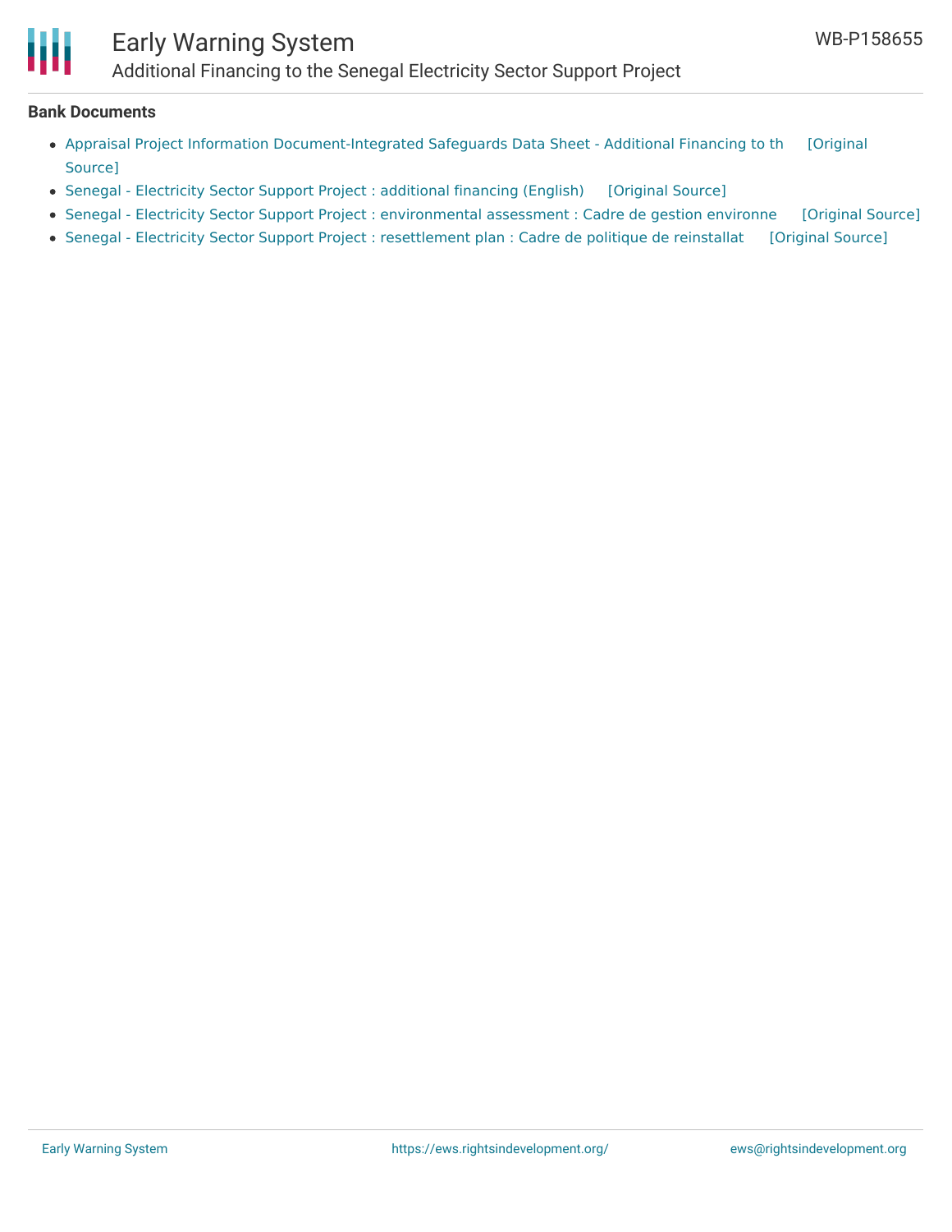**Bank Documents**

- Appraisal Project Information Document-Integrated Safeguards Data Sheet - Additional Financing to th [Original Source]
- Senegal - Electricity Sector Support Project : additional financing (English) [Original Source]
- Senegal - Electricity Sector Support Project : environmental assessment : Cadre de gestion environne [Original Source]
- Senegal - Electricity Sector Support Project : resettlement plan : Cadre de politique de reinstallat [Original Source]